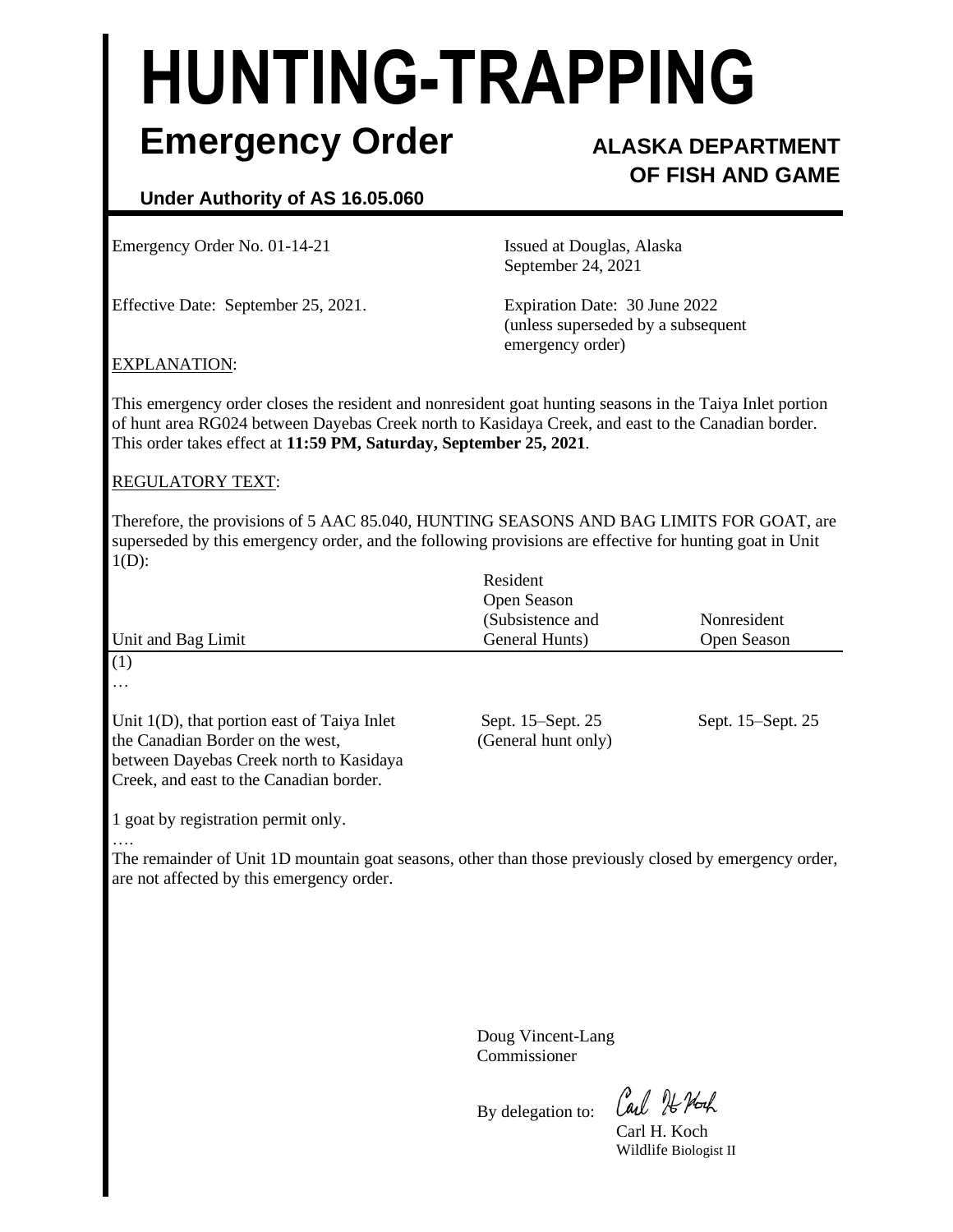# HUNTING-TRAPPING

## Emergency Order

**ALASKA DEPARTMENT OF FISH AND GAME**

**Under Authority of AS 16.05.060**

Emergency Order No. 01-14-21

Issued at Douglas, Alaska
September 24, 2021

Effective Date: September 25, 2021.

Expiration Date: 30 June 2022
(unless superseded by a subsequent emergency order)

EXPLANATION:

This emergency order closes the resident and nonresident goat hunting seasons in the Taiya Inlet portion of hunt area RG024 between Dayebas Creek north to Kasidaya Creek, and east to the Canadian border. This order takes effect at **11:59 PM, Saturday, September 25, 2021**.

REGULATORY TEXT:

Therefore, the provisions of 5 AAC 85.040, HUNTING SEASONS AND BAG LIMITS FOR GOAT, are superseded by this emergency order, and the following provisions are effective for hunting goat in Unit 1(D):

| Unit and Bag Limit | Resident Open Season (Subsistence and General Hunts) | Nonresident Open Season |
|---|---|---|
| (1) | | |
| … | | |
| Unit 1(D), that portion east of Taiya Inlet the Canadian Border on the west, between Dayebas Creek north to Kasidaya Creek, and east to the Canadian border. | Sept. 15–Sept. 25 (General hunt only) | Sept. 15–Sept. 25 |

1 goat by registration permit only.

….

The remainder of Unit 1D mountain goat seasons, other than those previously closed by emergency order, are not affected by this emergency order.

Doug Vincent-Lang
Commissioner

By delegation to: Carl H. Koch

Carl H. Koch
Wildlife Biologist II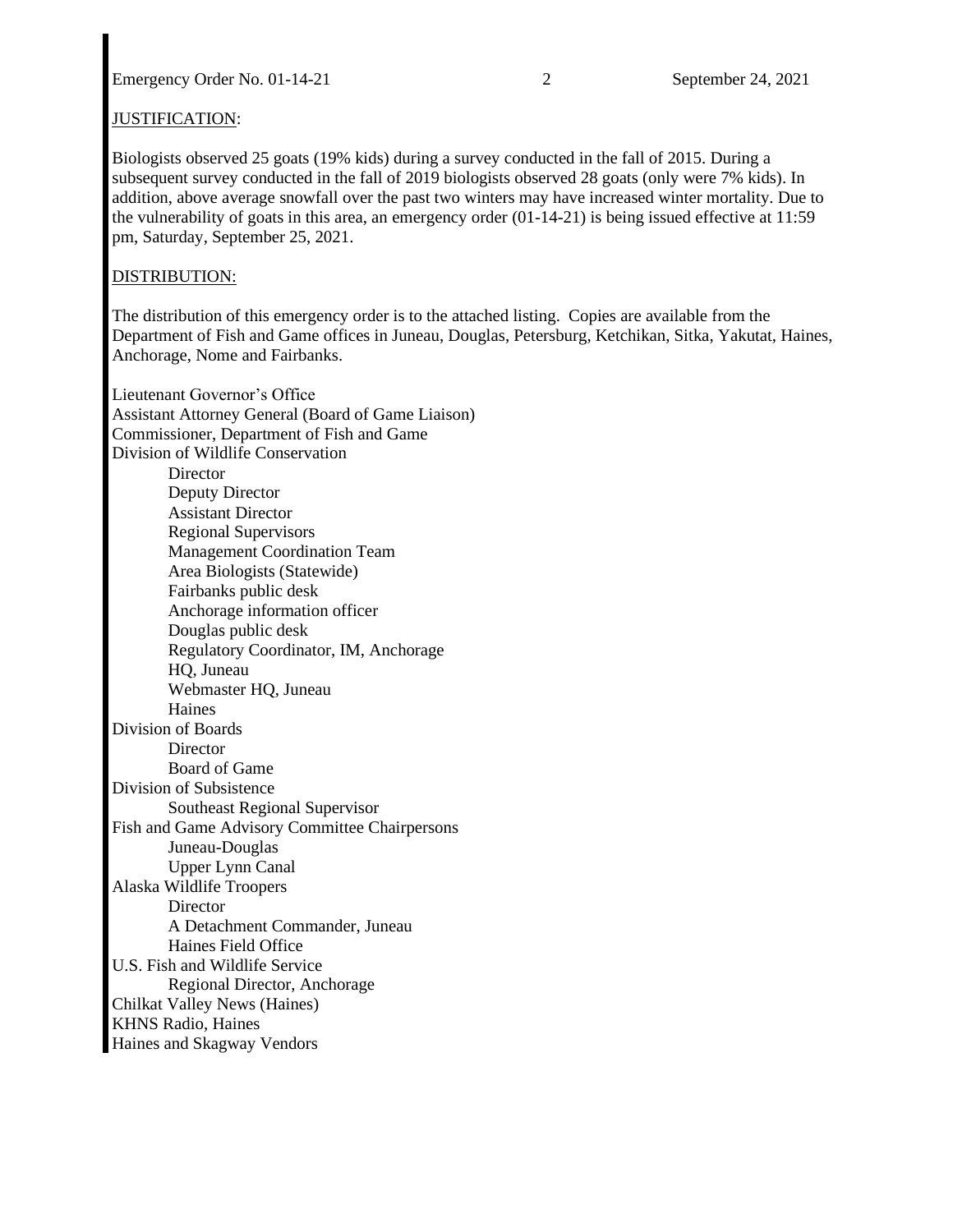JUSTIFICATION:

Biologists observed 25 goats (19% kids) during a survey conducted in the fall of 2015. During a subsequent survey conducted in the fall of 2019 biologists observed 28 goats (only were 7% kids). In addition, above average snowfall over the past two winters may have increased winter mortality. Due to the vulnerability of goats in this area, an emergency order (01-14-21) is being issued effective at 11:59 pm, Saturday, September 25, 2021.

DISTRIBUTION:

The distribution of this emergency order is to the attached listing. Copies are available from the Department of Fish and Game offices in Juneau, Douglas, Petersburg, Ketchikan, Sitka, Yakutat, Haines, Anchorage, Nome and Fairbanks.

Lieutenant Governor's Office
Assistant Attorney General (Board of Game Liaison)
Commissioner, Department of Fish and Game
Division of Wildlife Conservation
- Director
- Deputy Director
- Assistant Director
- Regional Supervisors
- Management Coordination Team
- Area Biologists (Statewide)
- Fairbanks public desk
- Anchorage information officer
- Douglas public desk
- Regulatory Coordinator, IM, Anchorage
- HQ, Juneau
- Webmaster HQ, Juneau
- Haines

Division of Boards
- Director
- Board of Game

Division of Subsistence
- Southeast Regional Supervisor

Fish and Game Advisory Committee Chairpersons
- Juneau-Douglas
- Upper Lynn Canal

Alaska Wildlife Troopers
- Director
- A Detachment Commander, Juneau
- Haines Field Office

U.S. Fish and Wildlife Service
- Regional Director, Anchorage

Chilkat Valley News (Haines)
KHNS Radio, Haines
Haines and Skagway Vendors